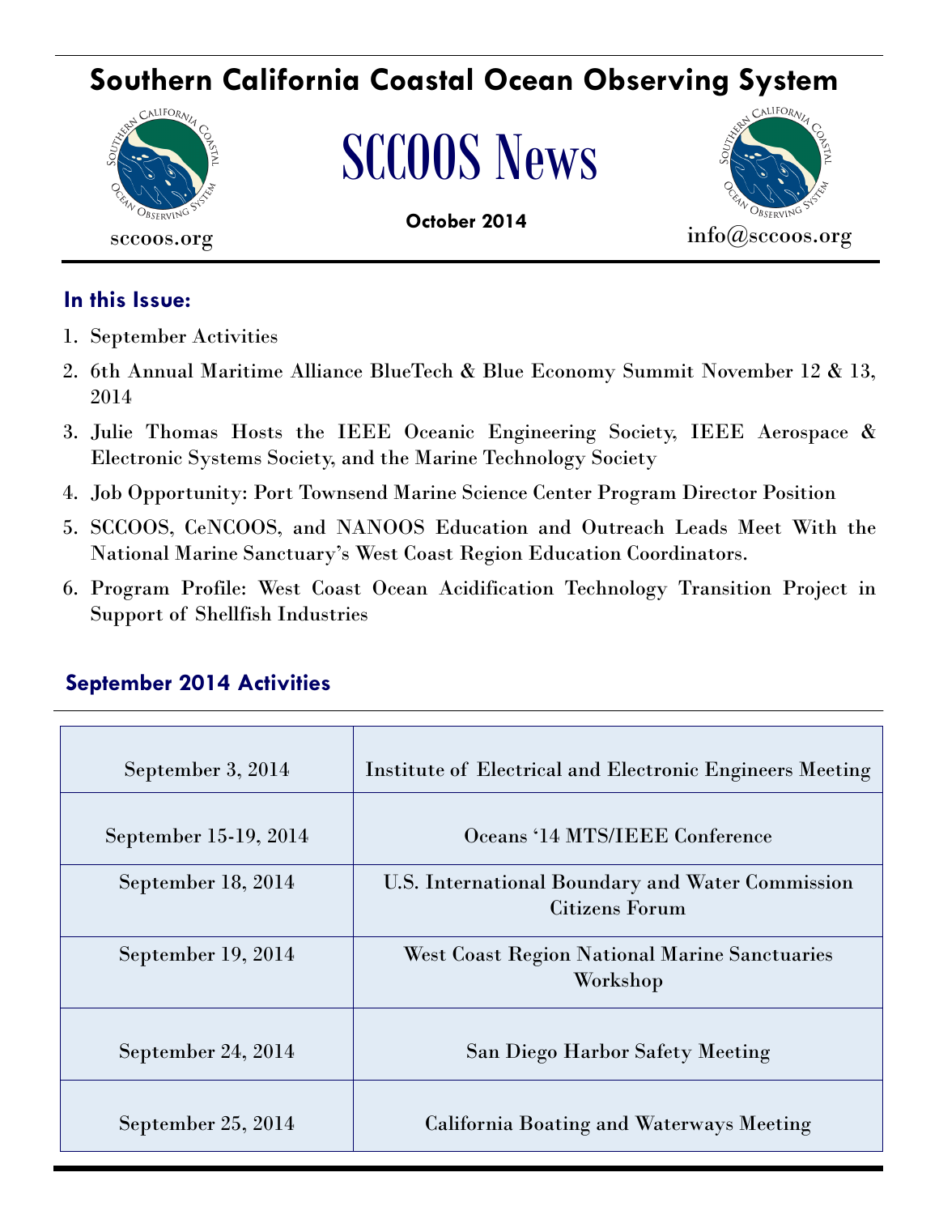# Southern California Coastal Ocean Observing System

sccoos.org

# SCCOOS News

**October 2014**

info@sccoos.org

## In this Issue:

1. September Activities
2. 6th Annual Maritime Alliance BlueTech & Blue Economy Summit November 12 & 13, 2014
3. Julie Thomas Hosts the IEEE Oceanic Engineering Society, IEEE Aerospace & Electronic Systems Society, and the Marine Technology Society
4. Job Opportunity: Port Townsend Marine Science Center Program Director Position
5. SCCOOS, CeNCOOS, and NANOOS Education and Outreach Leads Meet With the National Marine Sanctuary's West Coast Region Education Coordinators.
6. Program Profile: West Coast Ocean Acidification Technology Transition Project in Support of Shellfish Industries

## September 2014 Activities

| Date | Activity |
| --- | --- |
| September 3, 2014 | Institute of Electrical and Electronic Engineers Meeting |
| September 15-19, 2014 | Oceans '14 MTS/IEEE Conference |
| September 18, 2014 | U.S. International Boundary and Water Commission Citizens Forum |
| September 19, 2014 | West Coast Region National Marine Sanctuaries Workshop |
| September 24, 2014 | San Diego Harbor Safety Meeting |
| September 25, 2014 | California Boating and Waterways Meeting |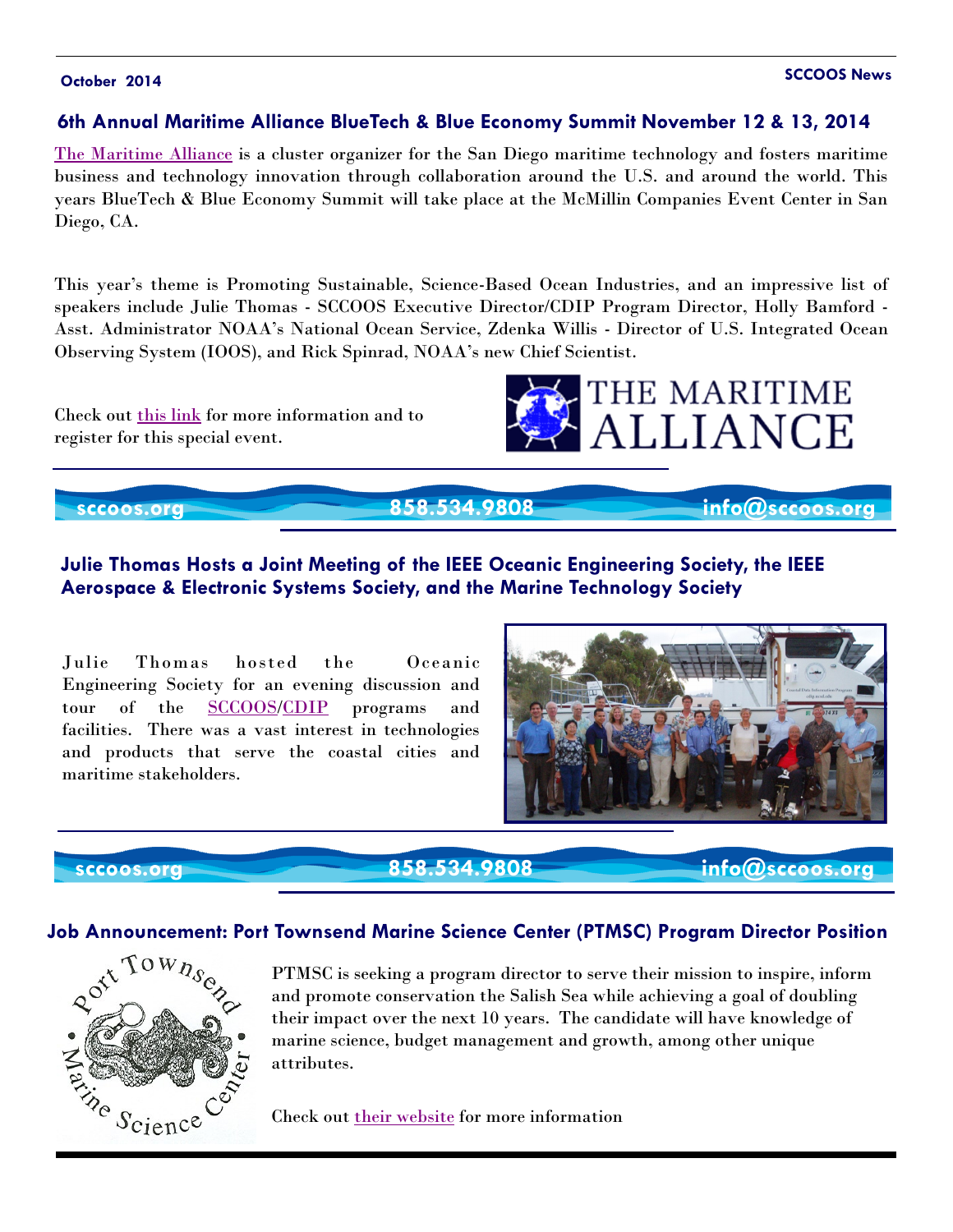## 6th Annual Maritime Alliance BlueTech & Blue Economy Summit November 12 & 13, 2014

The Maritime Alliance is a cluster organizer for the San Diego maritime technology and fosters maritime business and technology innovation through collaboration around the U.S. and around the world. This years BlueTech & Blue Economy Summit will take place at the McMillin Companies Event Center in San Diego, CA.

This year's theme is Promoting Sustainable, Science-Based Ocean Industries, and an impressive list of speakers include Julie Thomas - SCCOOS Executive Director/CDIP Program Director, Holly Bamford - Asst. Administrator NOAA's National Ocean Service, Zdenka Willis - Director of U.S. Integrated Ocean Observing System (IOOS), and Rick Spinrad, NOAA's new Chief Scientist.

Check out this link for more information and to register for this special event.

sccoos.org 858.534.9808 info@sccoos.org

## Julie Thomas Hosts a Joint Meeting of the IEEE Oceanic Engineering Society, the IEEE Aerospace & Electronic Systems Society, and the Marine Technology Society

Julie Thomas hosted the Oceanic Engineering Society for an evening discussion and tour of the SCCOOS/CDIP programs and facilities. There was a vast interest in technologies and products that serve the coastal cities and maritime stakeholders.

sccoos.org 858.534.9808 info@sccoos.org

## Job Announcement: Port Townsend Marine Science Center (PTMSC) Program Director Position

PTMSC is seeking a program director to serve their mission to inspire, inform and promote conservation the Salish Sea while achieving a goal of doubling their impact over the next 10 years. The candidate will have knowledge of marine science, budget management and growth, among other unique attributes.

Check out their website for more information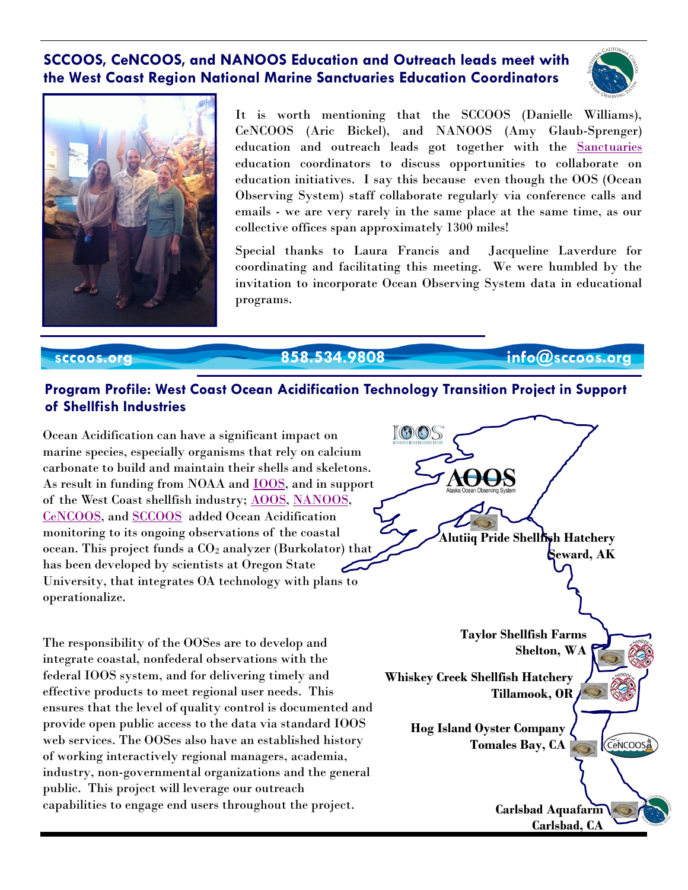## SCCOOS, CeNCOOS, and NANOOS Education and Outreach leads meet with the West Coast Region National Marine Sanctuaries Education Coordinators

It is worth mentioning that the SCCOOS (Danielle Williams), CeNCOOS (Aric Bickel), and NANOOS (Amy Glaub-Sprenger) education and outreach leads got together with the Sanctuaries education coordinators to discuss opportunities to collaborate on education initiatives. I say this because even though the OOS (Ocean Observing System) staff collaborate regularly via conference calls and emails - we are very rarely in the same place at the same time, as our collective offices span approximately 1300 miles!

Special thanks to Laura Francis and Jacqueline Laverdure for coordinating and facilitating this meeting. We were humbled by the invitation to incorporate Ocean Observing System data in educational programs.

sccoos.org 858.534.9808 info@sccoos.org

## Program Profile: West Coast Ocean Acidification Technology Transition Project in Support of Shellfish Industries

Ocean Acidification can have a significant impact on marine species, especially organisms that rely on calcium carbonate to build and maintain their shells and skeletons. As result in funding from NOAA and IOOS, and in support of the West Coast shellfish industry; AOOS, NANOOS, CeNCOOS, and SCCOOS added Ocean Acidification monitoring to its ongoing observations of the coastal ocean. This project funds a $CO_2$ analyzer (Burkolator) that has been developed by scientists at Oregon State University, that integrates OA technology with plans to operationalize.

The responsibility of the OOSes are to develop and integrate coastal, nonfederal observations with the federal IOOS system, and for delivering timely and effective products to meet regional user needs. This ensures that the level of quality control is documented and provide open public access to the data via standard IOOS web services. The OOSes also have an established history of working interactively regional managers, academia, industry, non-governmental organizations and the general public. This project will leverage our outreach capabilities to engage end users throughout the project.

IOOS
AOOS Alaska Ocean Observing System
Alutiiq Pride Shellfish Hatchery
Seward, AK
Taylor Shellfish Farms
Shelton, WA
Whiskey Creek Shellfish Hatchery
Tillamook, OR
Hog Island Oyster Company
Tomales Bay, CA
CeNCOOS
Carlsbad Aquafarm
Carlsbad, CA